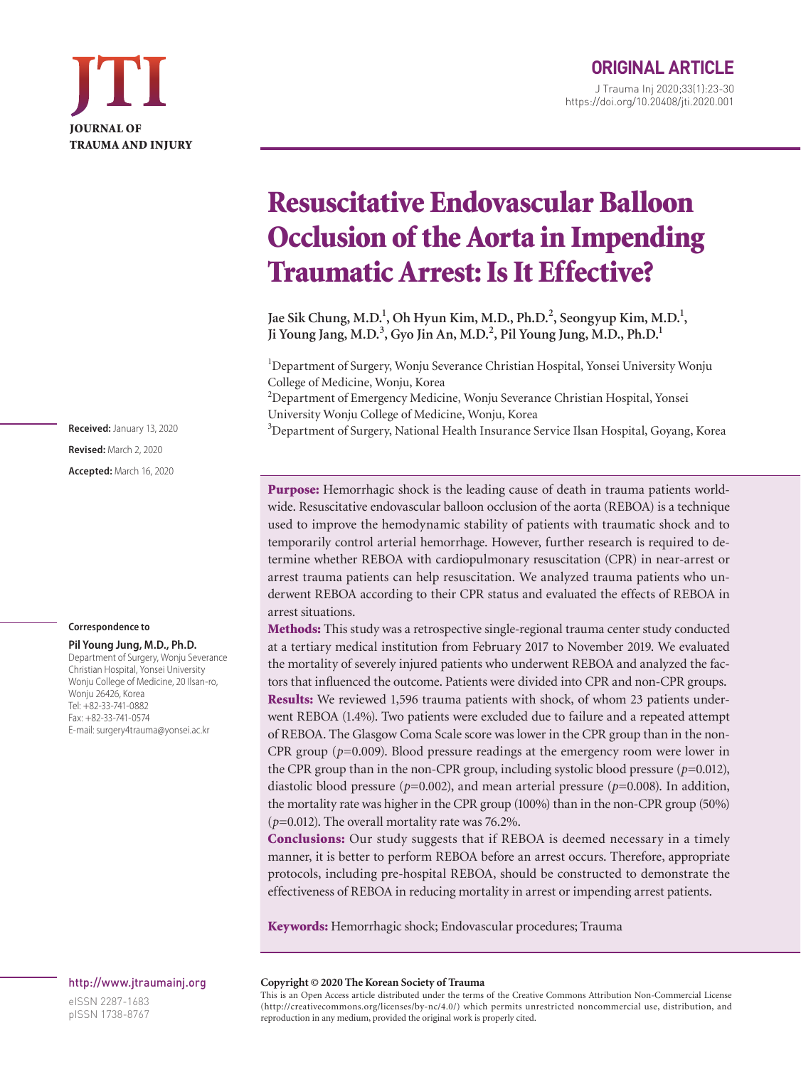ORIGINAL ARTICLE

# Resuscitative Endovascular Balloon Occlusion of the Aorta in Impending Traumatic Arrest: Is It Effective?

**Jae Sik Chung, M.D.[1], Oh Hyun Kim, M.D., Ph.D.[2], Seongyup Kim, M.D.[1], Ji Young Jang, M.D.[3], Gyo Jin An, M.D.[2], Pil Young Jung, M.D., Ph.D.[1]**

[1]Department of Surgery, Wonju Severance Christian Hospital, Yonsei University Wonju College of Medicine, Wonju, Korea
[2]Department of Emergency Medicine, Wonju Severance Christian Hospital, Yonsei University Wonju College of Medicine, Wonju, Korea
[3]Department of Surgery, National Health Insurance Service Ilsan Hospital, Goyang, Korea

**Received:** January 13, 2020
**Revised:** March 2, 2020
**Accepted:** March 16, 2020

**Correspondence to**

**Pil Young Jung, M.D., Ph.D.**
Department of Surgery, Wonju Severance Christian Hospital, Yonsei University Wonju College of Medicine, 20 Ilsan-ro, Wonju 26426, Korea
Tel: +82-33-741-0882
Fax: +82-33-741-0574
E-mail: surgery4trauma@yonsei.ac.kr

**Purpose:** Hemorrhagic shock is the leading cause of death in trauma patients worldwide. Resuscitative endovascular balloon occlusion of the aorta (REBOA) is a technique used to improve the hemodynamic stability of patients with traumatic shock and to temporarily control arterial hemorrhage. However, further research is required to determine whether REBOA with cardiopulmonary resuscitation (CPR) in near-arrest or arrest trauma patients can help resuscitation. We analyzed trauma patients who underwent REBOA according to their CPR status and evaluated the effects of REBOA in arrest situations.

**Methods:** This study was a retrospective single-regional trauma center study conducted at a tertiary medical institution from February 2017 to November 2019. We evaluated the mortality of severely injured patients who underwent REBOA and analyzed the factors that influenced the outcome. Patients were divided into CPR and non-CPR groups.

**Results:** We reviewed 1,596 trauma patients with shock, of whom 23 patients underwent REBOA (1.4%). Two patients were excluded due to failure and a repeated attempt of REBOA. The Glasgow Coma Scale score was lower in the CPR group than in the non-CPR group ($p$=0.009). Blood pressure readings at the emergency room were lower in the CPR group than in the non-CPR group, including systolic blood pressure ($p$=0.012), diastolic blood pressure ($p$=0.002), and mean arterial pressure ($p$=0.008). In addition, the mortality rate was higher in the CPR group (100%) than in the non-CPR group (50%) ($p$=0.012). The overall mortality rate was 76.2%.

**Conclusions:** Our study suggests that if REBOA is deemed necessary in a timely manner, it is better to perform REBOA before an arrest occurs. Therefore, appropriate protocols, including pre-hospital REBOA, should be constructed to demonstrate the effectiveness of REBOA in reducing mortality in arrest or impending arrest patients.

**Keywords:** Hemorrhagic shock; Endovascular procedures; Trauma

http://www.jtraumainj.org

eISSN 2287-1683
pISSN 1738-8767

**Copyright © 2020 The Korean Society of Trauma**
This is an Open Access article distributed under the terms of the Creative Commons Attribution Non-Commercial License (http://creativecommons.org/licenses/by-nc/4.0/) which permits unrestricted noncommercial use, distribution, and reproduction in any medium, provided the original work is properly cited.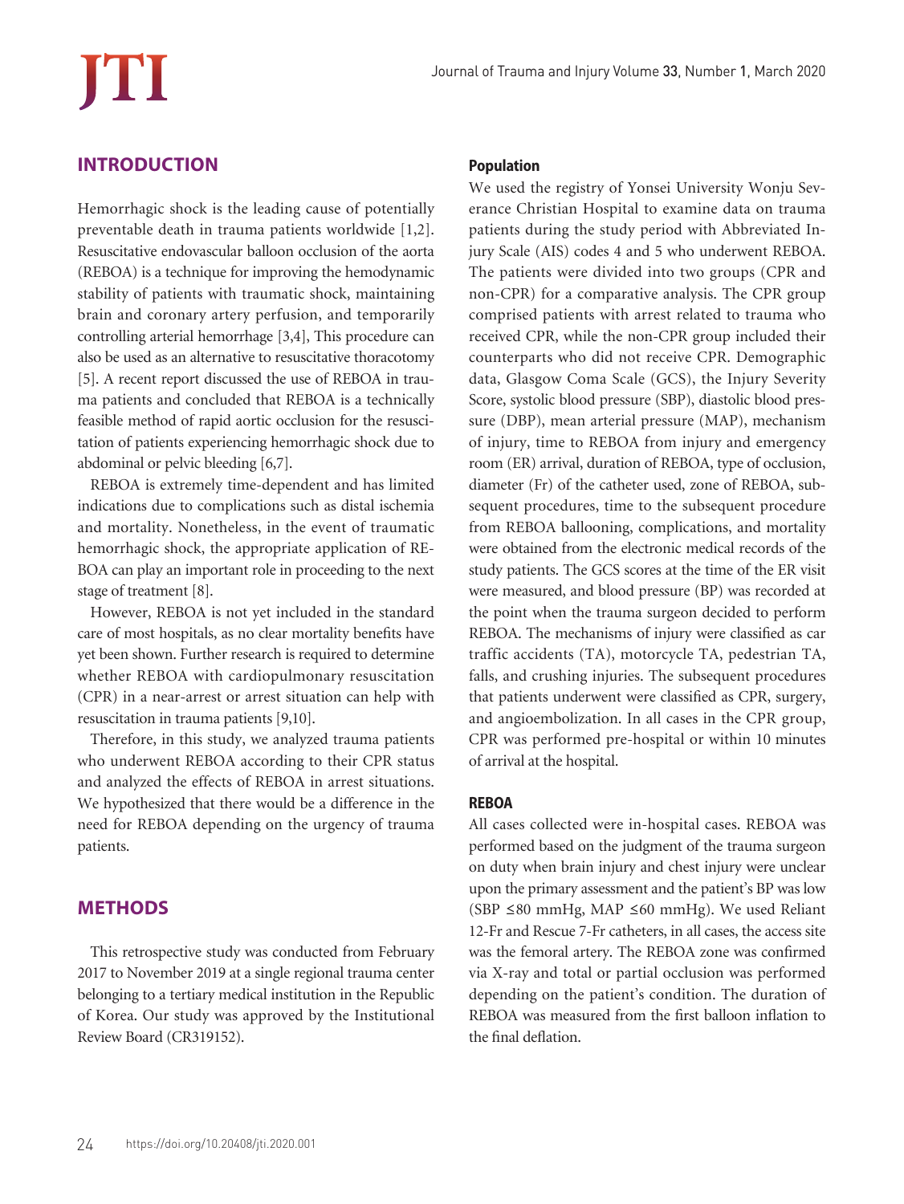## INTRODUCTION

Hemorrhagic shock is the leading cause of potentially preventable death in trauma patients worldwide [1,2]. Resuscitative endovascular balloon occlusion of the aorta (REBOA) is a technique for improving the hemodynamic stability of patients with traumatic shock, maintaining brain and coronary artery perfusion, and temporarily controlling arterial hemorrhage [3,4], This procedure can also be used as an alternative to resuscitative thoracotomy [5]. A recent report discussed the use of REBOA in trauma patients and concluded that REBOA is a technically feasible method of rapid aortic occlusion for the resuscitation of patients experiencing hemorrhagic shock due to abdominal or pelvic bleeding [6,7].

REBOA is extremely time-dependent and has limited indications due to complications such as distal ischemia and mortality. Nonetheless, in the event of traumatic hemorrhagic shock, the appropriate application of REBOA can play an important role in proceeding to the next stage of treatment [8].

However, REBOA is not yet included in the standard care of most hospitals, as no clear mortality benefits have yet been shown. Further research is required to determine whether REBOA with cardiopulmonary resuscitation (CPR) in a near-arrest or arrest situation can help with resuscitation in trauma patients [9,10].

Therefore, in this study, we analyzed trauma patients who underwent REBOA according to their CPR status and analyzed the effects of REBOA in arrest situations. We hypothesized that there would be a difference in the need for REBOA depending on the urgency of trauma patients.

## METHODS

This retrospective study was conducted from February 2017 to November 2019 at a single regional trauma center belonging to a tertiary medical institution in the Republic of Korea. Our study was approved by the Institutional Review Board (CR319152).

### Population

We used the registry of Yonsei University Wonju Severance Christian Hospital to examine data on trauma patients during the study period with Abbreviated Injury Scale (AIS) codes 4 and 5 who underwent REBOA. The patients were divided into two groups (CPR and non-CPR) for a comparative analysis. The CPR group comprised patients with arrest related to trauma who received CPR, while the non-CPR group included their counterparts who did not receive CPR. Demographic data, Glasgow Coma Scale (GCS), the Injury Severity Score, systolic blood pressure (SBP), diastolic blood pressure (DBP), mean arterial pressure (MAP), mechanism of injury, time to REBOA from injury and emergency room (ER) arrival, duration of REBOA, type of occlusion, diameter (Fr) of the catheter used, zone of REBOA, subsequent procedures, time to the subsequent procedure from REBOA ballooning, complications, and mortality were obtained from the electronic medical records of the study patients. The GCS scores at the time of the ER visit were measured, and blood pressure (BP) was recorded at the point when the trauma surgeon decided to perform REBOA. The mechanisms of injury were classified as car traffic accidents (TA), motorcycle TA, pedestrian TA, falls, and crushing injuries. The subsequent procedures that patients underwent were classified as CPR, surgery, and angioembolization. In all cases in the CPR group, CPR was performed pre-hospital or within 10 minutes of arrival at the hospital.

### REBOA

All cases collected were in-hospital cases. REBOA was performed based on the judgment of the trauma surgeon on duty when brain injury and chest injury were unclear upon the primary assessment and the patient's BP was low (SBP ≤80 mmHg, MAP ≤60 mmHg). We used Reliant 12-Fr and Rescue 7-Fr catheters, in all cases, the access site was the femoral artery. The REBOA zone was confirmed via X-ray and total or partial occlusion was performed depending on the patient's condition. The duration of REBOA was measured from the first balloon inflation to the final deflation.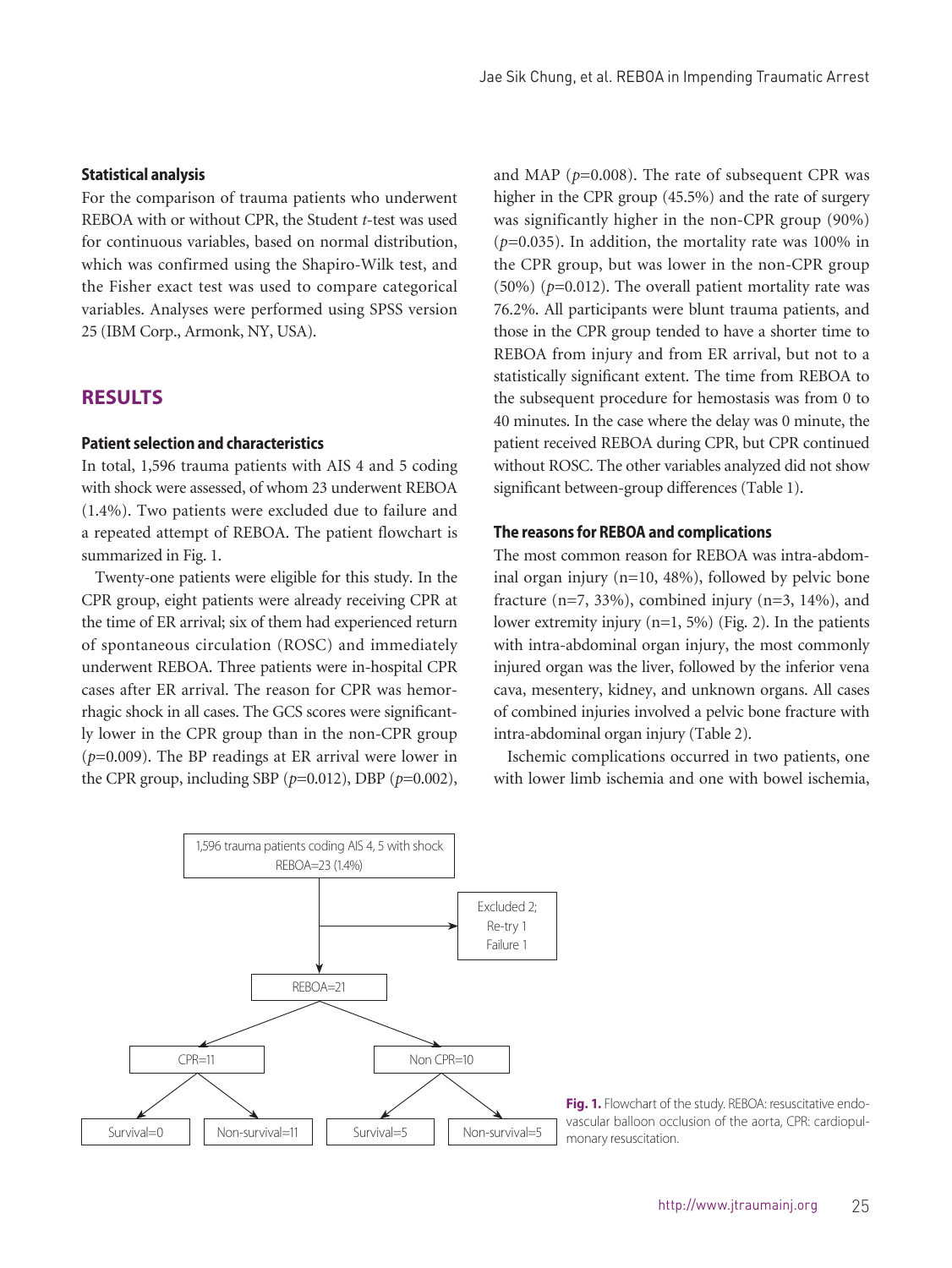### Statistical analysis

For the comparison of trauma patients who underwent REBOA with or without CPR, the Student *t*-test was used for continuous variables, based on normal distribution, which was confirmed using the Shapiro-Wilk test, and the Fisher exact test was used to compare categorical variables. Analyses were performed using SPSS version 25 (IBM Corp., Armonk, NY, USA).

## RESULTS

### Patient selection and characteristics

In total, 1,596 trauma patients with AIS 4 and 5 coding with shock were assessed, of whom 23 underwent REBOA (1.4%). Two patients were excluded due to failure and a repeated attempt of REBOA. The patient flowchart is summarized in Fig. 1.

Twenty-one patients were eligible for this study. In the CPR group, eight patients were already receiving CPR at the time of ER arrival; six of them had experienced return of spontaneous circulation (ROSC) and immediately underwent REBOA. Three patients were in-hospital CPR cases after ER arrival. The reason for CPR was hemorrhagic shock in all cases. The GCS scores were significantly lower in the CPR group than in the non-CPR group ($p$=0.009). The BP readings at ER arrival were lower in the CPR group, including SBP ($p$=0.012), DBP ($p$=0.002), and MAP ($p$=0.008). The rate of subsequent CPR was higher in the CPR group (45.5%) and the rate of surgery was significantly higher in the non-CPR group (90%) ($p$=0.035). In addition, the mortality rate was 100% in the CPR group, but was lower in the non-CPR group (50%) ($p$=0.012). The overall patient mortality rate was 76.2%. All participants were blunt trauma patients, and those in the CPR group tended to have a shorter time to REBOA from injury and from ER arrival, but not to a statistically significant extent. The time from REBOA to the subsequent procedure for hemostasis was from 0 to 40 minutes. In the case where the delay was 0 minute, the patient received REBOA during CPR, but CPR continued without ROSC. The other variables analyzed did not show significant between-group differences (Table 1).

### The reasons for REBOA and complications

The most common reason for REBOA was intra-abdominal organ injury (n=10, 48%), followed by pelvic bone fracture (n=7, 33%), combined injury (n=3, 14%), and lower extremity injury (n=1, 5%) (Fig. 2). In the patients with intra-abdominal organ injury, the most commonly injured organ was the liver, followed by the inferior vena cava, mesentery, kidney, and unknown organs. All cases of combined injuries involved a pelvic bone fracture with intra-abdominal organ injury (Table 2).

Ischemic complications occurred in two patients, one with lower limb ischemia and one with bowel ischemia,

1,596 trauma patients coding AIS 4, 5 with shock
REBOA=23 (1.4%)

Excluded 2;
Re-try 1
Failure 1

REBOA=21

CPR=11 — Survival=0; Non-survival=11

Non CPR=10 — Survival=5; Non-survival=5

**Fig. 1.** Flowchart of the study. REBOA: resuscitative endovascular balloon occlusion of the aorta, CPR: cardiopulmonary resuscitation.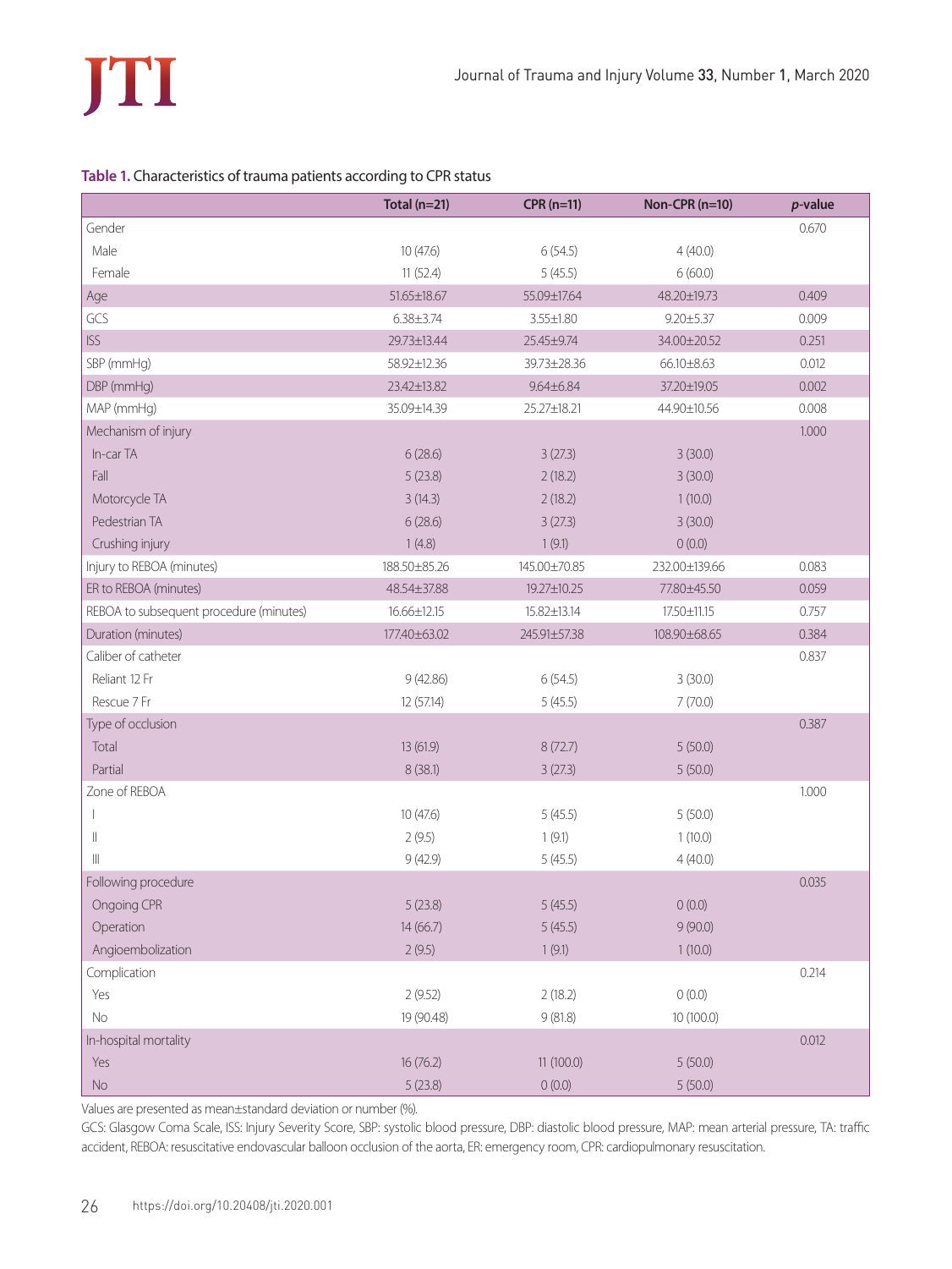**Table 1.** Characteristics of trauma patients according to CPR status

| | Total (n=21) | CPR (n=11) | Non-CPR (n=10) | *p*-value |
|---|---|---|---|---|
| Gender | | | | 0.670 |
| Male | 10 (47.6) | 6 (54.5) | 4 (40.0) | |
| Female | 11 (52.4) | 5 (45.5) | 6 (60.0) | |
| Age | 51.65±18.67 | 55.09±17.64 | 48.20±19.73 | 0.409 |
| GCS | 6.38±3.74 | 3.55±1.80 | 9.20±5.37 | 0.009 |
| ISS | 29.73±13.44 | 25.45±9.74 | 34.00±20.52 | 0.251 |
| SBP (mmHg) | 58.92±12.36 | 39.73±28.36 | 66.10±8.63 | 0.012 |
| DBP (mmHg) | 23.42±13.82 | 9.64±6.84 | 37.20±19.05 | 0.002 |
| MAP (mmHg) | 35.09±14.39 | 25.27±18.21 | 44.90±10.56 | 0.008 |
| Mechanism of injury | | | | 1.000 |
| In-car TA | 6 (28.6) | 3 (27.3) | 3 (30.0) | |
| Fall | 5 (23.8) | 2 (18.2) | 3 (30.0) | |
| Motorcycle TA | 3 (14.3) | 2 (18.2) | 1 (10.0) | |
| Pedestrian TA | 6 (28.6) | 3 (27.3) | 3 (30.0) | |
| Crushing injury | 1 (4.8) | 1 (9.1) | 0 (0.0) | |
| Injury to REBOA (minutes) | 188.50±85.26 | 145.00±70.85 | 232.00±139.66 | 0.083 |
| ER to REBOA (minutes) | 48.54±37.88 | 19.27±10.25 | 77.80±45.50 | 0.059 |
| REBOA to subsequent procedure (minutes) | 16.66±12.15 | 15.82±13.14 | 17.50±11.15 | 0.757 |
| Duration (minutes) | 177.40±63.02 | 245.91±57.38 | 108.90±68.65 | 0.384 |
| Caliber of catheter | | | | 0.837 |
| Reliant 12 Fr | 9 (42.86) | 6 (54.5) | 3 (30.0) | |
| Rescue 7 Fr | 12 (57.14) | 5 (45.5) | 7 (70.0) | |
| Type of occlusion | | | | 0.387 |
| Total | 13 (61.9) | 8 (72.7) | 5 (50.0) | |
| Partial | 8 (38.1) | 3 (27.3) | 5 (50.0) | |
| Zone of REBOA | | | | 1.000 |
| I | 10 (47.6) | 5 (45.5) | 5 (50.0) | |
| II | 2 (9.5) | 1 (9.1) | 1 (10.0) | |
| III | 9 (42.9) | 5 (45.5) | 4 (40.0) | |
| Following procedure | | | | 0.035 |
| Ongoing CPR | 5 (23.8) | 5 (45.5) | 0 (0.0) | |
| Operation | 14 (66.7) | 5 (45.5) | 9 (90.0) | |
| Angioembolization | 2 (9.5) | 1 (9.1) | 1 (10.0) | |
| Complication | | | | 0.214 |
| Yes | 2 (9.52) | 2 (18.2) | 0 (0.0) | |
| No | 19 (90.48) | 9 (81.8) | 10 (100.0) | |
| In-hospital mortality | | | | 0.012 |
| Yes | 16 (76.2) | 11 (100.0) | 5 (50.0) | |
| No | 5 (23.8) | 0 (0.0) | 5 (50.0) | |

Values are presented as mean±standard deviation or number (%).

GCS: Glasgow Coma Scale, ISS: Injury Severity Score, SBP: systolic blood pressure, DBP: diastolic blood pressure, MAP: mean arterial pressure, TA: traffic accident, REBOA: resuscitative endovascular balloon occlusion of the aorta, ER: emergency room, CPR: cardiopulmonary resuscitation.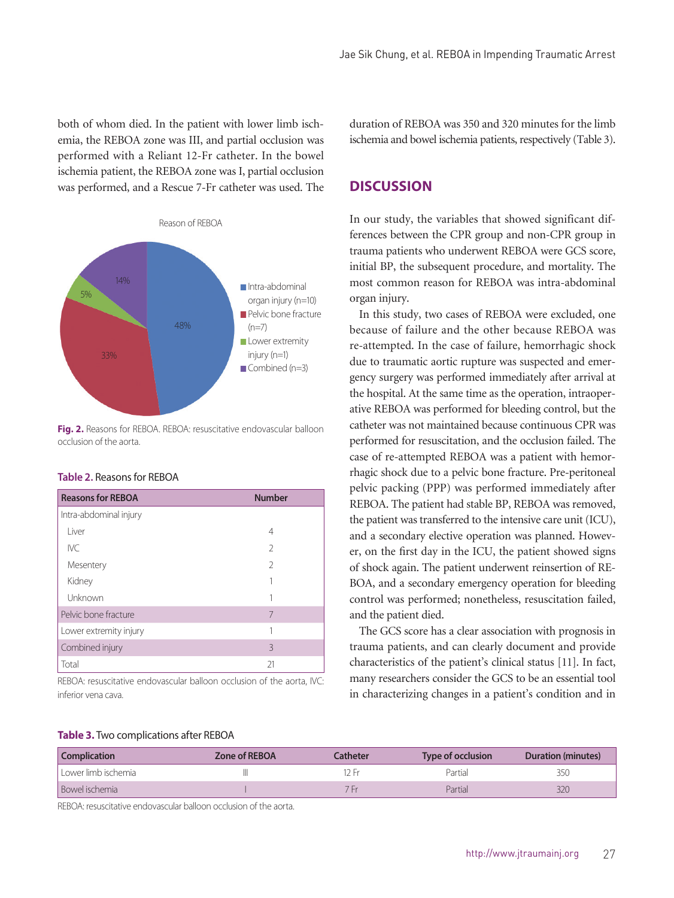both of whom died. In the patient with lower limb ischemia, the REBOA zone was III, and partial occlusion was performed with a Reliant 12-Fr catheter. In the bowel ischemia patient, the REBOA zone was I, partial occlusion was performed, and a Rescue 7-Fr catheter was used. The duration of REBOA was 350 and 320 minutes for the limb ischemia and bowel ischemia patients, respectively (Table 3).

Reason of REBOA

- Intra-abdominal organ injury (n=10): 48%
- Pelvic bone fracture (n=7): 33%
- Lower extremity injury (n=1): 5%
- Combined (n=3): 14%

**Fig. 2.** Reasons for REBOA. REBOA: resuscitative endovascular balloon occlusion of the aorta.

**Table 2.** Reasons for REBOA

| Reasons for REBOA | Number |
|---|---|
| Intra-abdominal injury | |
| Liver | 4 |
| IVC | 2 |
| Mesentery | 2 |
| Kidney | 1 |
| Unknown | 1 |
| Pelvic bone fracture | 7 |
| Lower extremity injury | 1 |
| Combined injury | 3 |
| Total | 21 |

REBOA: resuscitative endovascular balloon occlusion of the aorta, IVC: inferior vena cava.

## DISCUSSION

In our study, the variables that showed significant differences between the CPR group and non-CPR group in trauma patients who underwent REBOA were GCS score, initial BP, the subsequent procedure, and mortality. The most common reason for REBOA was intra-abdominal organ injury.

In this study, two cases of REBOA were excluded, one because of failure and the other because REBOA was re-attempted. In the case of failure, hemorrhagic shock due to traumatic aortic rupture was suspected and emergency surgery was performed immediately after arrival at the hospital. At the same time as the operation, intraoperative REBOA was performed for bleeding control, but the catheter was not maintained because continuous CPR was performed for resuscitation, and the occlusion failed. The case of re-attempted REBOA was a patient with hemorrhagic shock due to a pelvic bone fracture. Pre-peritoneal pelvic packing (PPP) was performed immediately after REBOA. The patient had stable BP, REBOA was removed, the patient was transferred to the intensive care unit (ICU), and a secondary elective operation was planned. However, on the first day in the ICU, the patient showed signs of shock again. The patient underwent reinsertion of REBOA, and a secondary emergency operation for bleeding control was performed; nonetheless, resuscitation failed, and the patient died.

The GCS score has a clear association with prognosis in trauma patients, and can clearly document and provide characteristics of the patient's clinical status [11]. In fact, many researchers consider the GCS to be an essential tool in characterizing changes in a patient's condition and in

**Table 3.** Two complications after REBOA

| Complication | Zone of REBOA | Catheter | Type of occlusion | Duration (minutes) |
|---|---|---|---|---|
| Lower limb ischemia | III | 12 Fr | Partial | 350 |
| Bowel ischemia | I | 7 Fr | Partial | 320 |

REBOA: resuscitative endovascular balloon occlusion of the aorta.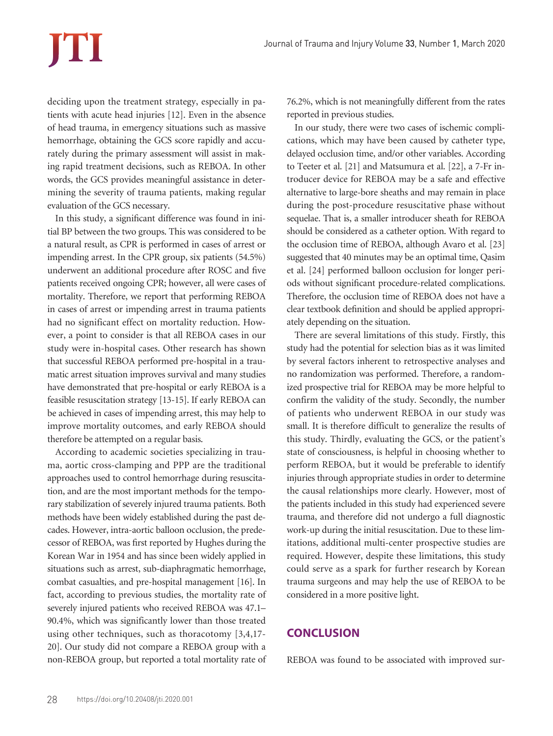deciding upon the treatment strategy, especially in patients with acute head injuries [12]. Even in the absence of head trauma, in emergency situations such as massive hemorrhage, obtaining the GCS score rapidly and accurately during the primary assessment will assist in making rapid treatment decisions, such as REBOA. In other words, the GCS provides meaningful assistance in determining the severity of trauma patients, making regular evaluation of the GCS necessary.

In this study, a significant difference was found in initial BP between the two groups. This was considered to be a natural result, as CPR is performed in cases of arrest or impending arrest. In the CPR group, six patients (54.5%) underwent an additional procedure after ROSC and five patients received ongoing CPR; however, all were cases of mortality. Therefore, we report that performing REBOA in cases of arrest or impending arrest in trauma patients had no significant effect on mortality reduction. However, a point to consider is that all REBOA cases in our study were in-hospital cases. Other research has shown that successful REBOA performed pre-hospital in a traumatic arrest situation improves survival and many studies have demonstrated that pre-hospital or early REBOA is a feasible resuscitation strategy [13-15]. If early REBOA can be achieved in cases of impending arrest, this may help to improve mortality outcomes, and early REBOA should therefore be attempted on a regular basis.

According to academic societies specializing in trauma, aortic cross-clamping and PPP are the traditional approaches used to control hemorrhage during resuscitation, and are the most important methods for the temporary stabilization of severely injured trauma patients. Both methods have been widely established during the past decades. However, intra-aortic balloon occlusion, the predecessor of REBOA, was first reported by Hughes during the Korean War in 1954 and has since been widely applied in situations such as arrest, sub-diaphragmatic hemorrhage, combat casualties, and pre-hospital management [16]. In fact, according to previous studies, the mortality rate of severely injured patients who received REBOA was 47.1–90.4%, which was significantly lower than those treated using other techniques, such as thoracotomy [3,4,17-20]. Our study did not compare a REBOA group with a non-REBOA group, but reported a total mortality rate of 76.2%, which is not meaningfully different from the rates reported in previous studies.

In our study, there were two cases of ischemic complications, which may have been caused by catheter type, delayed occlusion time, and/or other variables. According to Teeter et al. [21] and Matsumura et al. [22], a 7-Fr introducer device for REBOA may be a safe and effective alternative to large-bore sheaths and may remain in place during the post-procedure resuscitative phase without sequelae. That is, a smaller introducer sheath for REBOA should be considered as a catheter option. With regard to the occlusion time of REBOA, although Avaro et al. [23] suggested that 40 minutes may be an optimal time, Qasim et al. [24] performed balloon occlusion for longer periods without significant procedure-related complications. Therefore, the occlusion time of REBOA does not have a clear textbook definition and should be applied appropriately depending on the situation.

There are several limitations of this study. Firstly, this study had the potential for selection bias as it was limited by several factors inherent to retrospective analyses and no randomization was performed. Therefore, a randomized prospective trial for REBOA may be more helpful to confirm the validity of the study. Secondly, the number of patients who underwent REBOA in our study was small. It is therefore difficult to generalize the results of this study. Thirdly, evaluating the GCS, or the patient's state of consciousness, is helpful in choosing whether to perform REBOA, but it would be preferable to identify injuries through appropriate studies in order to determine the causal relationships more clearly. However, most of the patients included in this study had experienced severe trauma, and therefore did not undergo a full diagnostic work-up during the initial resuscitation. Due to these limitations, additional multi-center prospective studies are required. However, despite these limitations, this study could serve as a spark for further research by Korean trauma surgeons and may help the use of REBOA to be considered in a more positive light.

## CONCLUSION

REBOA was found to be associated with improved sur-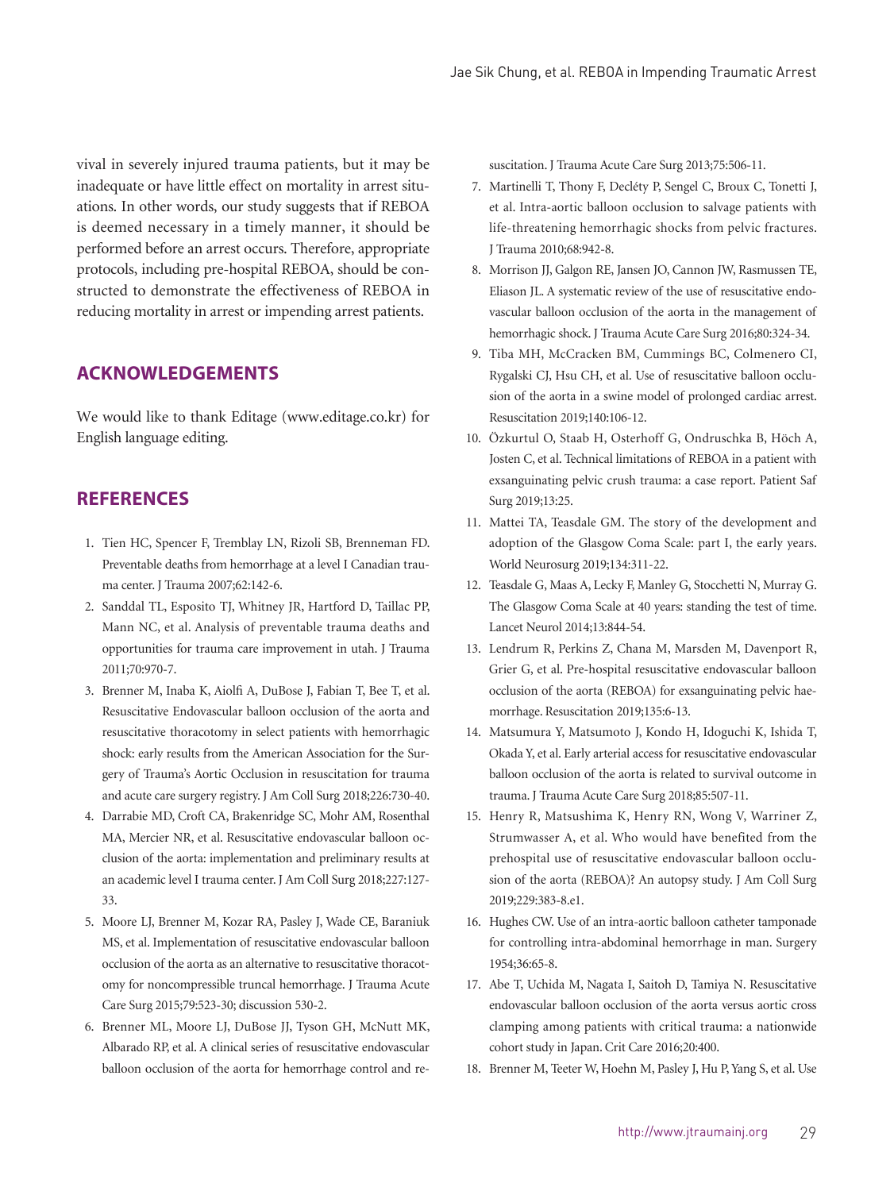vival in severely injured trauma patients, but it may be inadequate or have little effect on mortality in arrest situations. In other words, our study suggests that if REBOA is deemed necessary in a timely manner, it should be performed before an arrest occurs. Therefore, appropriate protocols, including pre-hospital REBOA, should be constructed to demonstrate the effectiveness of REBOA in reducing mortality in arrest or impending arrest patients.

## ACKNOWLEDGEMENTS

We would like to thank Editage (www.editage.co.kr) for English language editing.

## REFERENCES

1. Tien HC, Spencer F, Tremblay LN, Rizoli SB, Brenneman FD. Preventable deaths from hemorrhage at a level I Canadian trauma center. J Trauma 2007;62:142-6.
2. Sanddal TL, Esposito TJ, Whitney JR, Hartford D, Taillac PP, Mann NC, et al. Analysis of preventable trauma deaths and opportunities for trauma care improvement in utah. J Trauma 2011;70:970-7.
3. Brenner M, Inaba K, Aiolfi A, DuBose J, Fabian T, Bee T, et al. Resuscitative Endovascular balloon occlusion of the aorta and resuscitative thoracotomy in select patients with hemorrhagic shock: early results from the American Association for the Surgery of Trauma's Aortic Occlusion in resuscitation for trauma and acute care surgery registry. J Am Coll Surg 2018;226:730-40.
4. Darrabie MD, Croft CA, Brakenridge SC, Mohr AM, Rosenthal MA, Mercier NR, et al. Resuscitative endovascular balloon occlusion of the aorta: implementation and preliminary results at an academic level I trauma center. J Am Coll Surg 2018;227:127-33.
5. Moore LJ, Brenner M, Kozar RA, Pasley J, Wade CE, Baraniuk MS, et al. Implementation of resuscitative endovascular balloon occlusion of the aorta as an alternative to resuscitative thoracotomy for noncompressible truncal hemorrhage. J Trauma Acute Care Surg 2015;79:523-30; discussion 530-2.
6. Brenner ML, Moore LJ, DuBose JJ, Tyson GH, McNutt MK, Albarado RP, et al. A clinical series of resuscitative endovascular balloon occlusion of the aorta for hemorrhage control and resuscitation. J Trauma Acute Care Surg 2013;75:506-11.
7. Martinelli T, Thony F, Decléty P, Sengel C, Broux C, Tonetti J, et al. Intra-aortic balloon occlusion to salvage patients with life-threatening hemorrhagic shocks from pelvic fractures. J Trauma 2010;68:942-8.
8. Morrison JJ, Galgon RE, Jansen JO, Cannon JW, Rasmussen TE, Eliason JL. A systematic review of the use of resuscitative endovascular balloon occlusion of the aorta in the management of hemorrhagic shock. J Trauma Acute Care Surg 2016;80:324-34.
9. Tiba MH, McCracken BM, Cummings BC, Colmenero CI, Rygalski CJ, Hsu CH, et al. Use of resuscitative balloon occlusion of the aorta in a swine model of prolonged cardiac arrest. Resuscitation 2019;140:106-12.
10. Özkurtul O, Staab H, Osterhoff G, Ondruschka B, Höch A, Josten C, et al. Technical limitations of REBOA in a patient with exsanguinating pelvic crush trauma: a case report. Patient Saf Surg 2019;13:25.
11. Mattei TA, Teasdale GM. The story of the development and adoption of the Glasgow Coma Scale: part I, the early years. World Neurosurg 2019;134:311-22.
12. Teasdale G, Maas A, Lecky F, Manley G, Stocchetti N, Murray G. The Glasgow Coma Scale at 40 years: standing the test of time. Lancet Neurol 2014;13:844-54.
13. Lendrum R, Perkins Z, Chana M, Marsden M, Davenport R, Grier G, et al. Pre-hospital resuscitative endovascular balloon occlusion of the aorta (REBOA) for exsanguinating pelvic haemorrhage. Resuscitation 2019;135:6-13.
14. Matsumura Y, Matsumoto J, Kondo H, Idoguchi K, Ishida T, Okada Y, et al. Early arterial access for resuscitative endovascular balloon occlusion of the aorta is related to survival outcome in trauma. J Trauma Acute Care Surg 2018;85:507-11.
15. Henry R, Matsushima K, Henry RN, Wong V, Warriner Z, Strumwasser A, et al. Who would have benefited from the prehospital use of resuscitative endovascular balloon occlusion of the aorta (REBOA)? An autopsy study. J Am Coll Surg 2019;229:383-8.e1.
16. Hughes CW. Use of an intra-aortic balloon catheter tamponade for controlling intra-abdominal hemorrhage in man. Surgery 1954;36:65-8.
17. Abe T, Uchida M, Nagata I, Saitoh D, Tamiya N. Resuscitative endovascular balloon occlusion of the aorta versus aortic cross clamping among patients with critical trauma: a nationwide cohort study in Japan. Crit Care 2016;20:400.
18. Brenner M, Teeter W, Hoehn M, Pasley J, Hu P, Yang S, et al. Use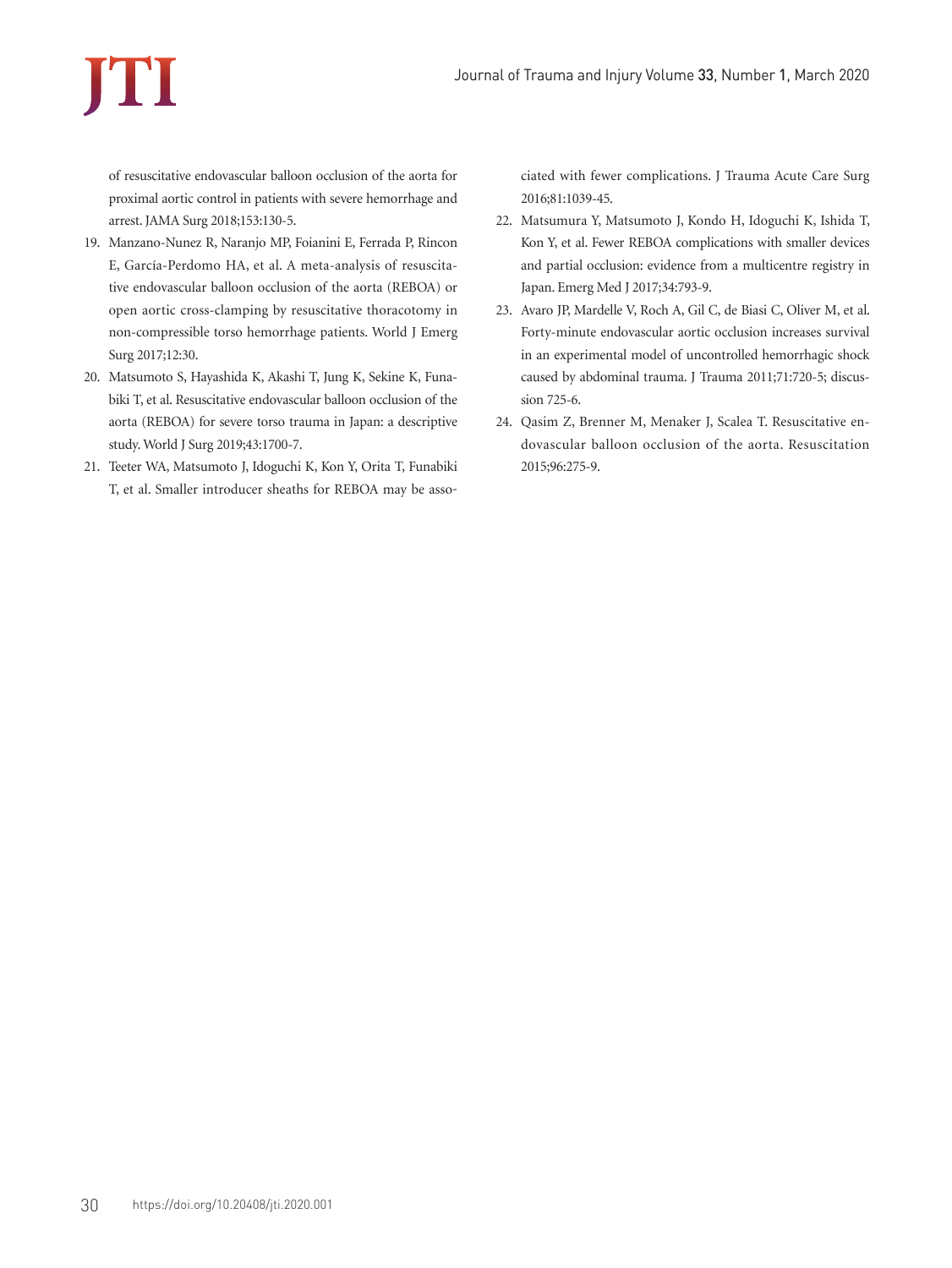of resuscitative endovascular balloon occlusion of the aorta for proximal aortic control in patients with severe hemorrhage and arrest. JAMA Surg 2018;153:130-5.

19. Manzano-Nunez R, Naranjo MP, Foianini E, Ferrada P, Rincon E, García-Perdomo HA, et al. A meta-analysis of resuscitative endovascular balloon occlusion of the aorta (REBOA) or open aortic cross-clamping by resuscitative thoracotomy in non-compressible torso hemorrhage patients. World J Emerg Surg 2017;12:30.
20. Matsumoto S, Hayashida K, Akashi T, Jung K, Sekine K, Funabiki T, et al. Resuscitative endovascular balloon occlusion of the aorta (REBOA) for severe torso trauma in Japan: a descriptive study. World J Surg 2019;43:1700-7.
21. Teeter WA, Matsumoto J, Idoguchi K, Kon Y, Orita T, Funabiki T, et al. Smaller introducer sheaths for REBOA may be associated with fewer complications. J Trauma Acute Care Surg 2016;81:1039-45.
22. Matsumura Y, Matsumoto J, Kondo H, Idoguchi K, Ishida T, Kon Y, et al. Fewer REBOA complications with smaller devices and partial occlusion: evidence from a multicentre registry in Japan. Emerg Med J 2017;34:793-9.
23. Avaro JP, Mardelle V, Roch A, Gil C, de Biasi C, Oliver M, et al. Forty-minute endovascular aortic occlusion increases survival in an experimental model of uncontrolled hemorrhagic shock caused by abdominal trauma. J Trauma 2011;71:720-5; discussion 725-6.
24. Qasim Z, Brenner M, Menaker J, Scalea T. Resuscitative endovascular balloon occlusion of the aorta. Resuscitation 2015;96:275-9.